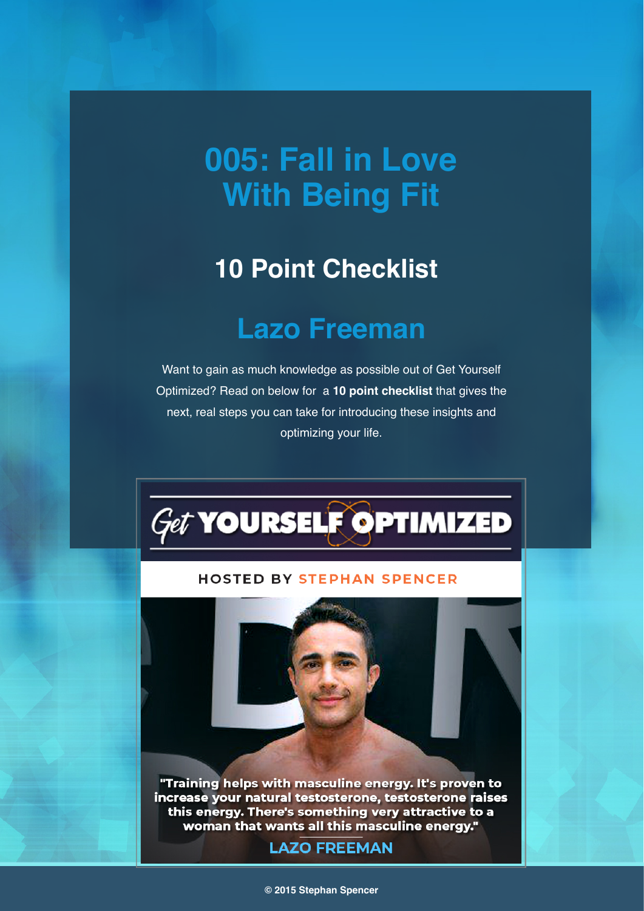# 005: Fall in Love With Being Fit

## 10 Point Checklist

## Lazo Freeman

Want to gain as much knowledge as possible out of Get Yourself Optimized? Read on below for a **10 point checklist** that gives the next, real steps you can take for introducing these insights and optimizing your life.

Get YOURSELF OPTIMIZED

HOSTED BY STEPHAN SPENCER

"Training helps with masculine energy. It's proven to increase your natural testosterone, testosterone raises this energy. There's something very attractive to a woman that wants all this masculine energy."

LAZO FREEMAN

© 2015 Stephan Spencer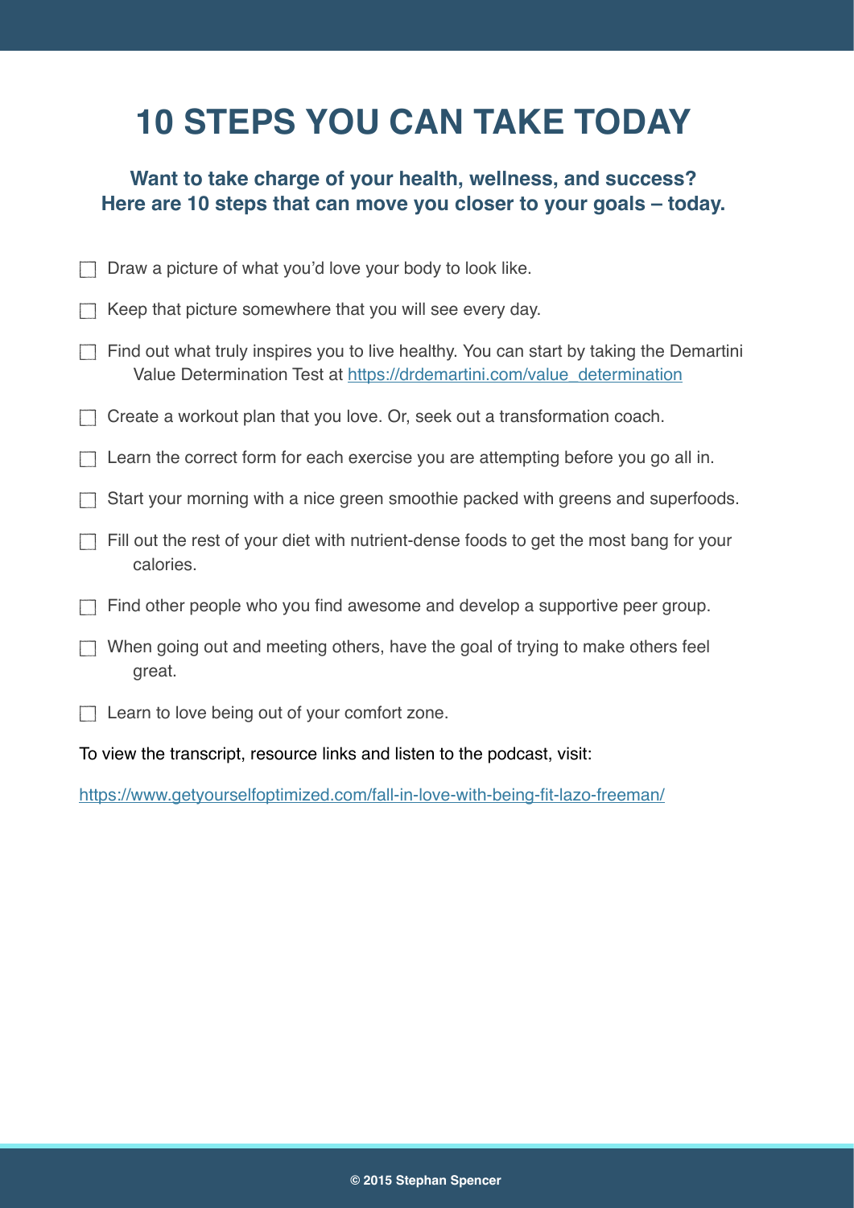# 10 STEPS YOU CAN TAKE TODAY

**Want to take charge of your health, wellness, and success?**
**Here are 10 steps that can move you closer to your goals – today.**

- [ ] Draw a picture of what you'd love your body to look like.
- [ ] Keep that picture somewhere that you will see every day.
- [ ] Find out what truly inspires you to live healthy. You can start by taking the Demartini Value Determination Test at https://drdemartini.com/value_determination
- [ ] Create a workout plan that you love. Or, seek out a transformation coach.
- [ ] Learn the correct form for each exercise you are attempting before you go all in.
- [ ] Start your morning with a nice green smoothie packed with greens and superfoods.
- [ ] Fill out the rest of your diet with nutrient-dense foods to get the most bang for your calories.
- [ ] Find other people who you find awesome and develop a supportive peer group.
- [ ] When going out and meeting others, have the goal of trying to make others feel great.
- [ ] Learn to love being out of your comfort zone.

To view the transcript, resource links and listen to the podcast, visit:

https://www.getyourselfoptimized.com/fall-in-love-with-being-fit-lazo-freeman/

© 2015 Stephan Spencer